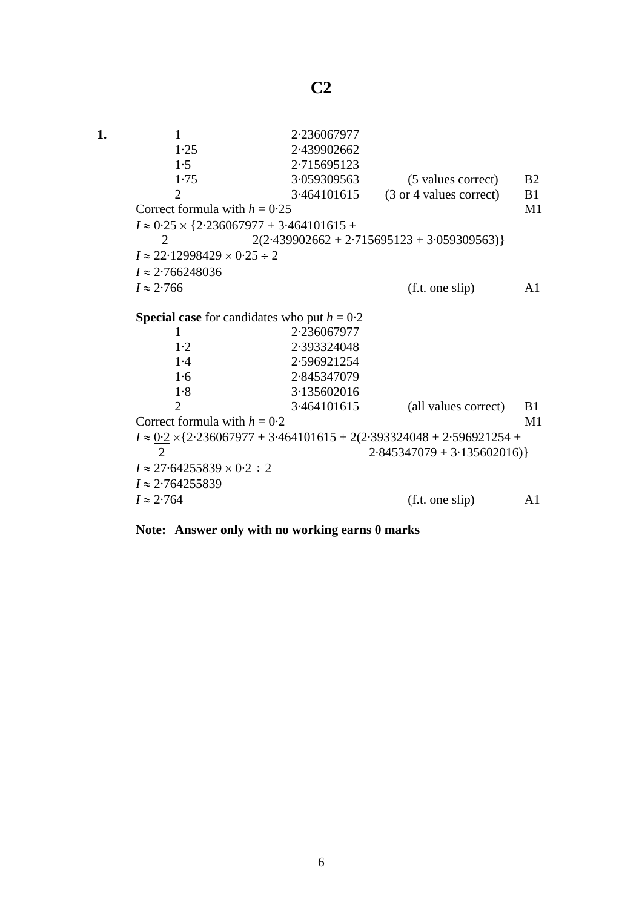# C2

**1.**

| | | | |
|---|---|---|---|
| 1 | 2·236067977 | | |
| 1·25 | 2·439902662 | | |
| 1·5 | 2·715695123 | | |
| 1·75 | 3·059309563 | (5 values correct) | B2 |
| 2 | 3·464101615 | (3 or 4 values correct) | B1 |

Correct formula with $h = 0{\cdot}25$ M1

$$I \approx \frac{0{\cdot}25}{2} \times \{2{\cdot}236067977 + 3{\cdot}464101615 + 2(2{\cdot}439902662 + 2{\cdot}715695123 + 3{\cdot}059309563)\}$$

$I \approx 22{\cdot}12998429 \times 0{\cdot}25 \div 2$

$I \approx 2{\cdot}766248036$

$I \approx 2{\cdot}766$ (f.t. one slip) A1

**Special case** for candidates who put $h = 0{\cdot}2$

| | | | |
|---|---|---|---|
| 1 | 2·236067977 | | |
| 1·2 | 2·393324048 | | |
| 1·4 | 2·596921254 | | |
| 1·6 | 2·845347079 | | |
| 1·8 | 3·135602016 | | |
| 2 | 3·464101615 | (all values correct) | B1 |

Correct formula with $h = 0{\cdot}2$ M1

$$I \approx \frac{0{\cdot}2}{2} \times \{2{\cdot}236067977 + 3{\cdot}464101615 + 2(2{\cdot}393324048 + 2{\cdot}596921254 + 2{\cdot}845347079 + 3{\cdot}135602016)\}$$

$I \approx 27{\cdot}64255839 \times 0{\cdot}2 \div 2$

$I \approx 2{\cdot}764255839$

$I \approx 2{\cdot}764$ (f.t. one slip) A1

**Note: Answer only with no working earns 0 marks**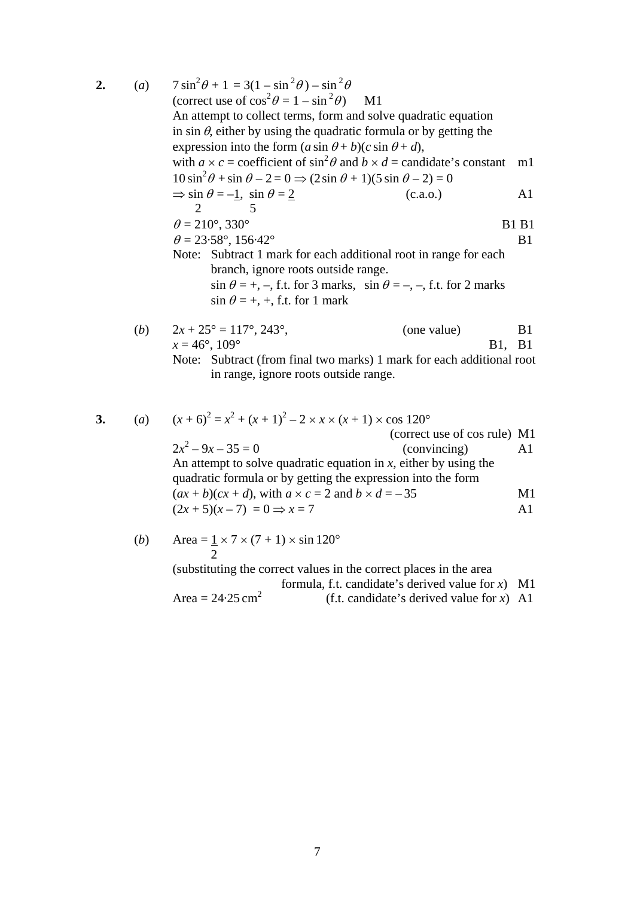**2.** (*a*) $7\sin^2\theta + 1 = 3(1 - \sin^2\theta) - \sin^2\theta$

(correct use of $\cos^2\theta = 1 - \sin^2\theta$) M1

An attempt to collect terms, form and solve quadratic equation in $\sin\theta$, either by using the quadratic formula or by getting the expression into the form $(a\sin\theta + b)(c\sin\theta + d)$, with $a \times c$ = coefficient of $\sin^2\theta$ and $b \times d$ = candidate's constant m1

$10\sin^2\theta + \sin\theta - 2 = 0 \Rightarrow (2\sin\theta + 1)(5\sin\theta - 2) = 0$

$\Rightarrow \sin\theta = -\frac{1}{2},\ \sin\theta = \frac{2}{5}$ (c.a.o.) A1

$\theta = 210°, 330°$ B1 B1

$\theta = 23{\cdot}58°, 156{\cdot}42°$ B1

Note: Subtract 1 mark for each additional root in range for each branch, ignore roots outside range.
$\sin\theta = +, -$, f.t. for 3 marks, $\sin\theta = -, -$, f.t. for 2 marks
$\sin\theta = +, +$, f.t. for 1 mark

(*b*) $2x + 25° = 117°, 243°$, (one value) B1

$x = 46°, 109°$ B1, B1

Note: Subtract (from final two marks) 1 mark for each additional root in range, ignore roots outside range.

**3.** (*a*) $(x + 6)^2 = x^2 + (x + 1)^2 - 2 \times x \times (x + 1) \times \cos 120°$

(correct use of cos rule) M1

$2x^2 - 9x - 35 = 0$ (convincing) A1

An attempt to solve quadratic equation in $x$, either by using the quadratic formula or by getting the expression into the form $(ax + b)(cx + d)$, with $a \times c = 2$ and $b \times d = -35$ M1

$(2x + 5)(x - 7) = 0 \Rightarrow x = 7$ A1

(*b*) Area $= \frac{1}{2} \times 7 \times (7 + 1) \times \sin 120°$

(substituting the correct values in the correct places in the area formula, f.t. candidate's derived value for $x$) M1

Area $= 24{\cdot}25\ \text{cm}^2$ (f.t. candidate's derived value for $x$) A1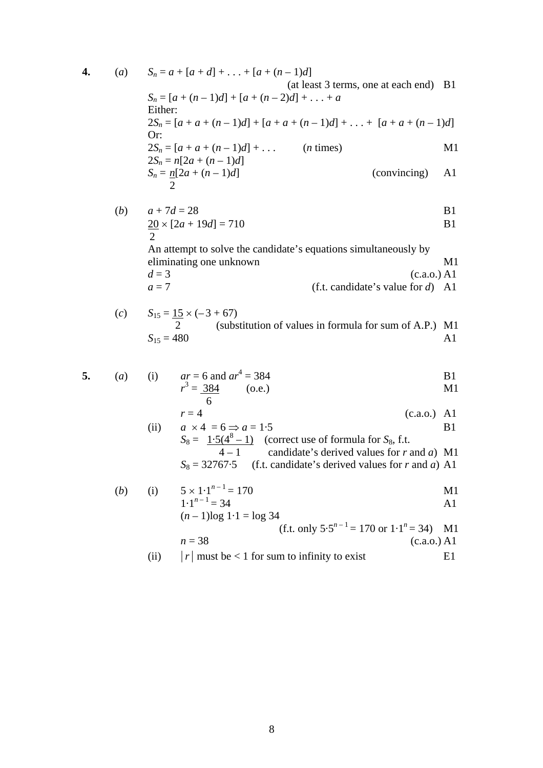**4.** (*a*) $S_n = a + [a + d] + \ldots + [a + (n-1)d]$

(at least 3 terms, one at each end) B1

$S_n = [a + (n-1)d] + [a + (n-2)d] + \ldots + a$

Either:

$2S_n = [a + a + (n-1)d] + [a + a + (n-1)d] + \ldots + [a + a + (n-1)d]$

Or:

$2S_n = [a + a + (n-1)d] + \ldots$ ($n$ times) M1

$2S_n = n[2a + (n-1)d]$

$S_n = \frac{n}{2}[2a + (n-1)d]$ (convincing) A1

(*b*) $a + 7d = 28$ B1

$\frac{20}{2} \times [2a + 19d] = 710$ B1

An attempt to solve the candidate's equations simultaneously by eliminating one unknown M1

$d = 3$ (c.a.o.) A1

$a = 7$ (f.t. candidate's value for $d$) A1

(*c*) $S_{15} = \frac{15}{2} \times (-3 + 67)$

(substitution of values in formula for sum of A.P.) M1

$S_{15} = 480$ A1

**5.** (*a*) (i) $ar = 6$ and $ar^4 = 384$ B1

$r^3 = \frac{384}{6}$ (o.e.) M1

$r = 4$ (c.a.o.) A1

(ii) $a \times 4 = 6 \Rightarrow a = 1{\cdot}5$ B1

$S_8 = \frac{1{\cdot}5(4^8 - 1)}{4 - 1}$ (correct use of formula for $S_8$, f.t. candidate's derived values for $r$ and $a$) M1

$S_8 = 32767{\cdot}5$ (f.t. candidate's derived values for $r$ and $a$) A1

(*b*) (i) $5 \times 1{\cdot}1^{n-1} = 170$ M1

$1{\cdot}1^{n-1} = 34$ A1

$(n-1)\log 1{\cdot}1 = \log 34$

(f.t. only $5{\cdot}5^{n-1} = 170$ or $1{\cdot}1^n = 34$) M1

$n = 38$ (c.a.o.) A1

(ii) $|r|$ must be $< 1$ for sum to infinity to exist E1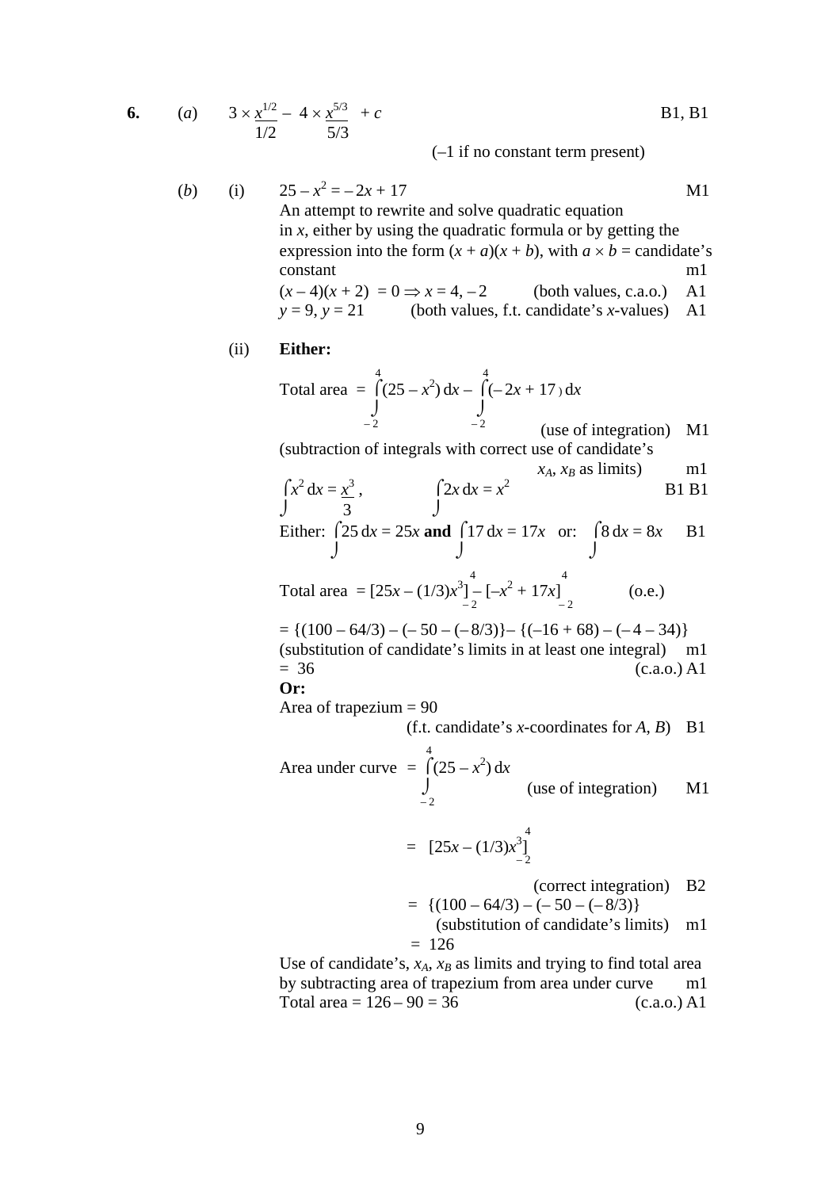**6.** (*a*) $3 \times \frac{x^{1/2}}{1/2} - 4 \times \frac{x^{5/3}}{5/3} + c$ B1, B1

(–1 if no constant term present)

(*b*) (i) $25 - x^2 = -2x + 17$ M1

An attempt to rewrite and solve quadratic equation in $x$, either by using the quadratic formula or by getting the expression into the form $(x + a)(x + b)$, with $a \times b$ = candidate's constant m1

$(x - 4)(x + 2) = 0 \Rightarrow x = 4, -2$ (both values, c.a.o.) A1

$y = 9, y = 21$ (both values, f.t. candidate's $x$-values) A1

(ii) **Either:**

Total area $= \int_{-2}^{4} (25 - x^2)\,dx - \int_{-2}^{4} (-2x + 17)\,dx$

(use of integration) M1

(subtraction of integrals with correct use of candidate's $x_A$, $x_B$ as limits) m1

$\int x^2\,dx = \frac{x^3}{3}$, $\int 2x\,dx = x^2$ B1 B1

Either: $\int 25\,dx = 25x$ **and** $\int 17\,dx = 17x$ or: $\int 8\,dx = 8x$ B1

Total area $= [25x - (1/3)x^3]_{-2}^{4} - [-x^2 + 17x]_{-2}^{4}$ (o.e.)

$= \{(100 - 64/3) - (-50 - (-8/3)\} - \{(-16 + 68) - (-4 - 34)\}$

(substitution of candidate's limits in at least one integral) m1

$= 36$ (c.a.o.) A1

**Or:**

Area of trapezium = 90

(f.t. candidate's $x$-coordinates for $A$, $B$) B1

Area under curve $= \int_{-2}^{4} (25 - x^2)\,dx$ (use of integration) M1

$= [25x - (1/3)x^3]_{-2}^{4}$

(correct integration) B2

$= \{(100 - 64/3) - (-50 - (-8/3)\}$

(substitution of candidate's limits) m1

$= 126$

Use of candidate's, $x_A$, $x_B$ as limits and trying to find total area by subtracting area of trapezium from area under curve m1

Total area = $126 - 90 = 36$ (c.a.o.) A1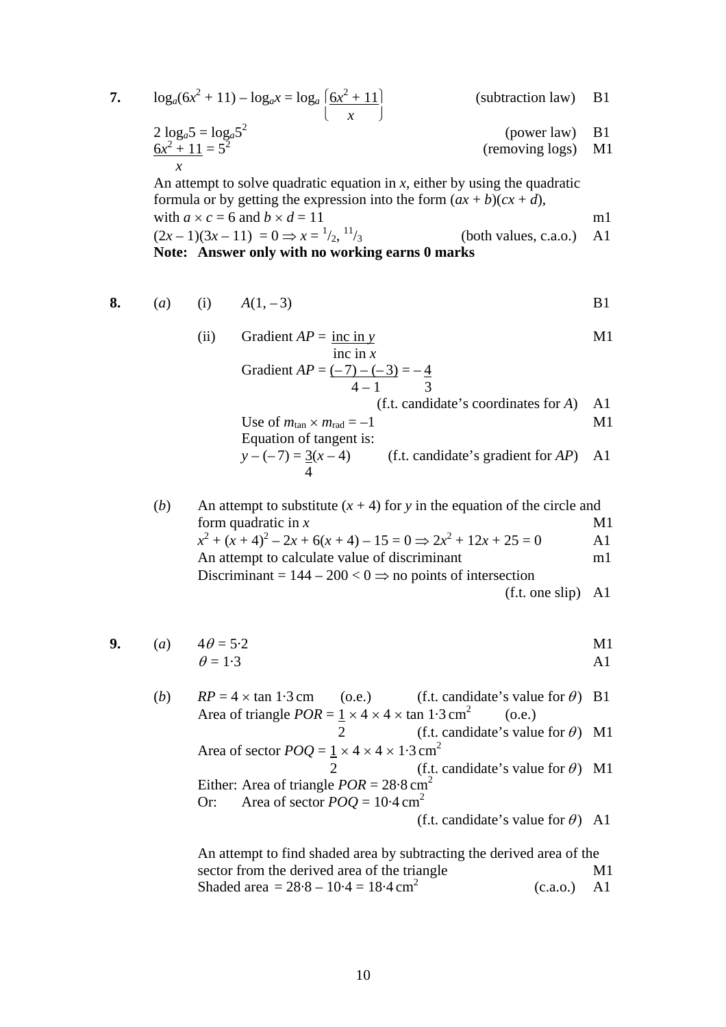**7.** $\log_a(6x^2 + 11) - \log_a x = \log_a\left(\frac{6x^2 + 11}{x}\right)$ (subtraction law) B1

$2\log_a 5 = \log_a 5^2$ (power law) B1

$\frac{6x^2 + 11}{x} = 5^2$ (removing logs) M1

An attempt to solve quadratic equation in $x$, either by using the quadratic formula or by getting the expression into the form $(ax + b)(cx + d)$, with $a \times c = 6$ and $b \times d = 11$ m1

$(2x - 1)(3x - 11) = 0 \Rightarrow x = \frac{1}{2}, \frac{11}{3}$ (both values, c.a.o.) A1

**Note: Answer only with no working earns 0 marks**

**8.** (*a*) (i) $A(1, -3)$ B1

(ii) Gradient $AP = \frac{\text{inc in } y}{\text{inc in } x}$ M1

Gradient $AP = \frac{(-7) - (-3)}{4 - 1} = -\frac{4}{3}$

(f.t. candidate's coordinates for $A$) A1

Use of $m_{\tan} \times m_{\text{rad}} = -1$ M1

Equation of tangent is:

$y - (-7) = \frac{3}{4}(x - 4)$ (f.t. candidate's gradient for $AP$) A1

(*b*) An attempt to substitute $(x + 4)$ for $y$ in the equation of the circle and form quadratic in $x$ M1

$x^2 + (x + 4)^2 - 2x + 6(x + 4) - 15 = 0 \Rightarrow 2x^2 + 12x + 25 = 0$ A1

An attempt to calculate value of discriminant m1

Discriminant $= 144 - 200 < 0 \Rightarrow$ no points of intersection

(f.t. one slip) A1

**9.** (*a*) $4\theta = 5{\cdot}2$ M1

$\theta = 1{\cdot}3$ A1

(*b*) $RP = 4 \times \tan 1{\cdot}3$ cm (o.e.) (f.t. candidate's value for $\theta$) B1

Area of triangle $POR = \frac{1}{2} \times 4 \times 4 \times \tan 1{\cdot}3\ \text{cm}^2$ (o.e.)

(f.t. candidate's value for $\theta$) M1

Area of sector $POQ = \frac{1}{2} \times 4 \times 4 \times 1{\cdot}3\ \text{cm}^2$

(f.t. candidate's value for $\theta$) M1

Either: Area of triangle $POR = 28{\cdot}8\ \text{cm}^2$

Or: Area of sector $POQ = 10{\cdot}4\ \text{cm}^2$

(f.t. candidate's value for $\theta$) A1

An attempt to find shaded area by subtracting the derived area of the sector from the derived area of the triangle M1

Shaded area $= 28{\cdot}8 - 10{\cdot}4 = 18{\cdot}4\ \text{cm}^2$ (c.a.o.) A1